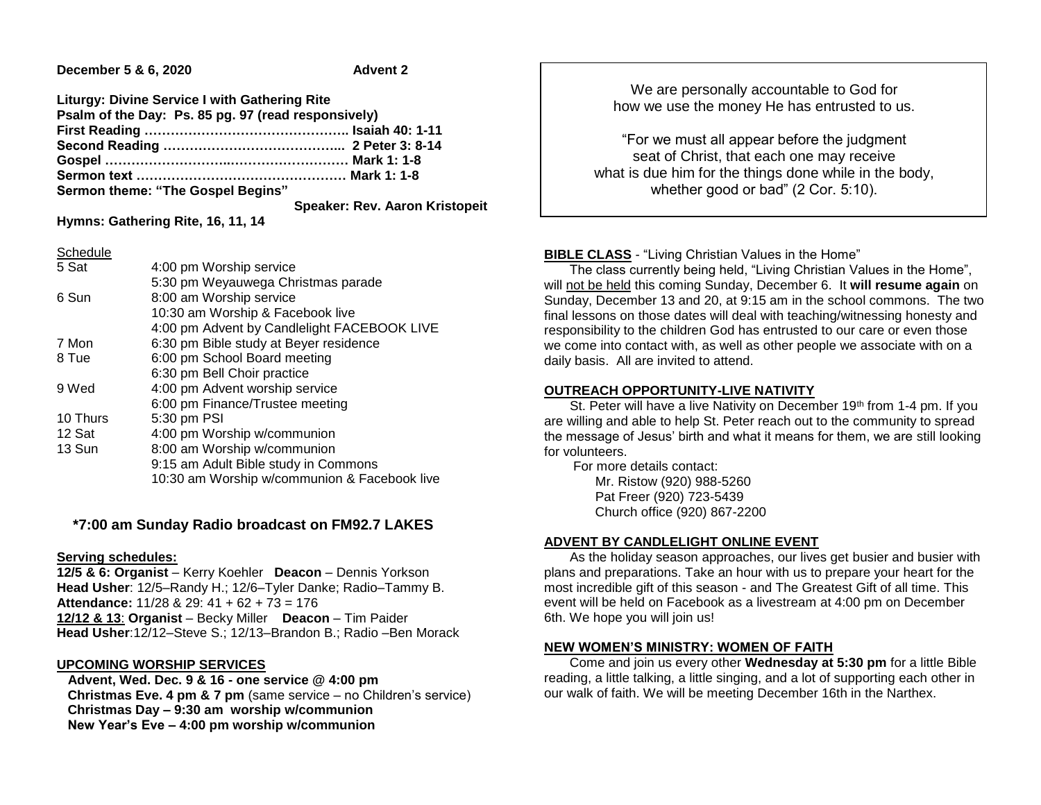**December 5 & 6, 2020** **Advent 2**

**Liturgy: Divine Service I with Gathering Rite**
**Psalm of the Day: Ps. 85 pg. 97 (read responsively)**
**First Reading ……………………………………….. Isaiah 40: 1-11**
**Second Reading …………………………………... 2 Peter 3: 8-14**
**Gospel ……………………..……………………… Mark 1: 1-8**
**Sermon text ………………………………………… Mark 1: 1-8**
**Sermon theme: "The Gospel Begins"**
**Speaker: Rev. Aaron Kristopeit**

**Hymns: Gathering Rite, 16, 11, 14**

Schedule

| | |
|---|---|
| 5 Sat | 4:00 pm Worship service |
| | 5:30 pm Weyauwega Christmas parade |
| 6 Sun | 8:00 am Worship service |
| | 10:30 am Worship & Facebook live |
| | 4:00 pm Advent by Candlelight FACEBOOK LIVE |
| 7 Mon | 6:30 pm Bible study at Beyer residence |
| 8 Tue | 6:00 pm School Board meeting |
| | 6:30 pm Bell Choir practice |
| 9 Wed | 4:00 pm Advent worship service |
| | 6:00 pm Finance/Trustee meeting |
| 10 Thurs | 5:30 pm PSI |
| 12 Sat | 4:00 pm Worship w/communion |
| 13 Sun | 8:00 am Worship w/communion |
| | 9:15 am Adult Bible study in Commons |
| | 10:30 am Worship w/communion & Facebook live |

**\*7:00 am Sunday Radio broadcast on FM92.7 LAKES**

**Serving schedules:**

**12/5 & 6: Organist** – Kerry Koehler **Deacon** – Dennis Yorkson
**Head Usher**: 12/5–Randy H.; 12/6–Tyler Danke; Radio–Tammy B.
**Attendance:** 11/28 & 29: 41 + 62 + 73 = 176
**12/12 & 13**: **Organist** – Becky Miller **Deacon** – Tim Paider
**Head Usher**:12/12–Steve S.; 12/13–Brandon B.; Radio –Ben Morack

**UPCOMING WORSHIP SERVICES**

**Advent, Wed. Dec. 9 & 16 - one service @ 4:00 pm**
**Christmas Eve. 4 pm & 7 pm** (same service – no Children's service)
**Christmas Day – 9:30 am worship w/communion**
**New Year's Eve – 4:00 pm worship w/communion**

We are personally accountable to God for how we use the money He has entrusted to us.

"For we must all appear before the judgment seat of Christ, that each one may receive what is due him for the things done while in the body, whether good or bad" (2 Cor. 5:10).

**BIBLE CLASS** - "Living Christian Values in the Home"

The class currently being held, "Living Christian Values in the Home", will not be held this coming Sunday, December 6. It **will resume again** on Sunday, December 13 and 20, at 9:15 am in the school commons. The two final lessons on those dates will deal with teaching/witnessing honesty and responsibility to the children God has entrusted to our care or even those we come into contact with, as well as other people we associate with on a daily basis. All are invited to attend.

**OUTREACH OPPORTUNITY-LIVE NATIVITY**

St. Peter will have a live Nativity on December 19th from 1-4 pm. If you are willing and able to help St. Peter reach out to the community to spread the message of Jesus' birth and what it means for them, we are still looking for volunteers.

For more details contact:
Mr. Ristow (920) 988-5260
Pat Freer (920) 723-5439
Church office (920) 867-2200

**ADVENT BY CANDLELIGHT ONLINE EVENT**

As the holiday season approaches, our lives get busier and busier with plans and preparations. Take an hour with us to prepare your heart for the most incredible gift of this season - and The Greatest Gift of all time. This event will be held on Facebook as a livestream at 4:00 pm on December 6th. We hope you will join us!

**NEW WOMEN'S MINISTRY: WOMEN OF FAITH**

Come and join us every other **Wednesday at 5:30 pm** for a little Bible reading, a little talking, a little singing, and a lot of supporting each other in our walk of faith. We will be meeting December 16th in the Narthex.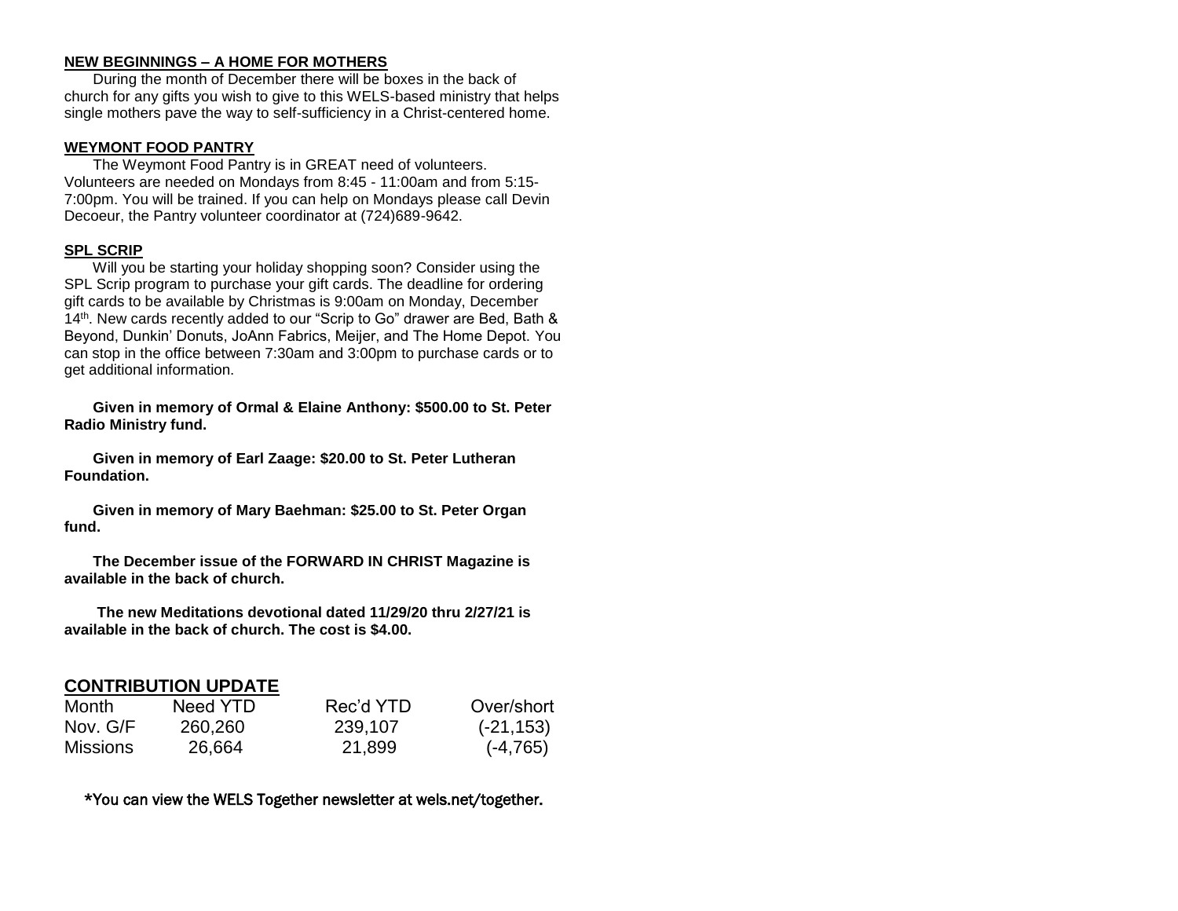**NEW BEGINNINGS – A HOME FOR MOTHERS**

During the month of December there will be boxes in the back of church for any gifts you wish to give to this WELS-based ministry that helps single mothers pave the way to self-sufficiency in a Christ-centered home.

**WEYMONT FOOD PANTRY**

The Weymont Food Pantry is in GREAT need of volunteers. Volunteers are needed on Mondays from 8:45 - 11:00am and from 5:15-7:00pm. You will be trained. If you can help on Mondays please call Devin Decoeur, the Pantry volunteer coordinator at (724)689-9642.

**SPL SCRIP**

Will you be starting your holiday shopping soon? Consider using the SPL Scrip program to purchase your gift cards. The deadline for ordering gift cards to be available by Christmas is 9:00am on Monday, December 14th. New cards recently added to our "Scrip to Go" drawer are Bed, Bath & Beyond, Dunkin' Donuts, JoAnn Fabrics, Meijer, and The Home Depot. You can stop in the office between 7:30am and 3:00pm to purchase cards or to get additional information.

**Given in memory of Ormal & Elaine Anthony: $500.00 to St. Peter Radio Ministry fund.**

**Given in memory of Earl Zaage: $20.00 to St. Peter Lutheran Foundation.**

**Given in memory of Mary Baehman: $25.00 to St. Peter Organ fund.**

**The December issue of the FORWARD IN CHRIST Magazine is available in the back of church.**

**The new Meditations devotional dated 11/29/20 thru 2/27/21 is available in the back of church. The cost is $4.00.**

## CONTRIBUTION UPDATE

| Month | Need YTD | Rec'd YTD | Over/short |
|---|---|---|---|
| Nov. G/F | 260,260 | 239,107 | (-21,153) |
| Missions | 26,664 | 21,899 | (-4,765) |

*You can view the WELS Together newsletter at wels.net/together.